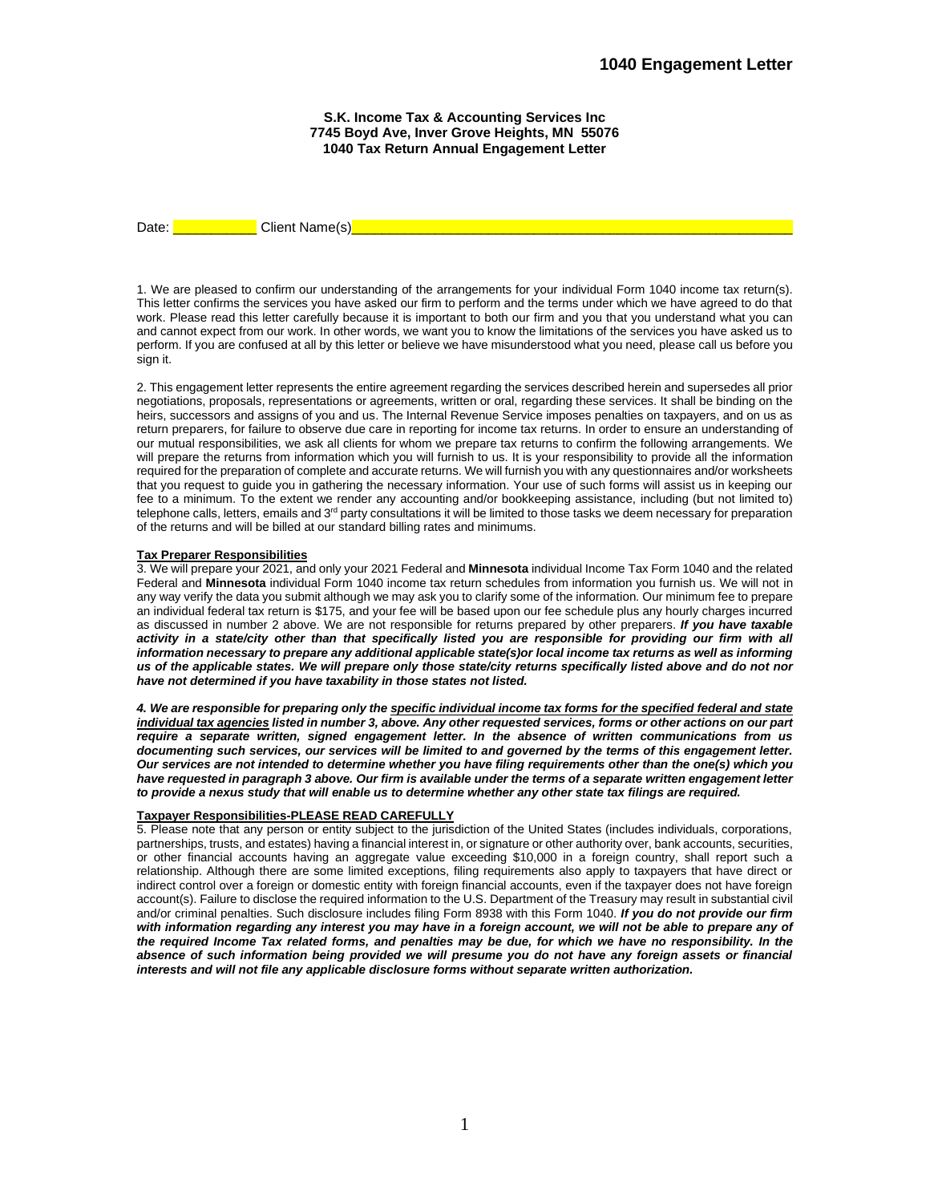# 1040 Engagement Letter

**S.K. Income Tax & Accounting Services Inc**
**7745 Boyd Ave, Inver Grove Heights, MN 55076**
**1040 Tax Return Annual Engagement Letter**

Date: ___________ Client Name(s)_______________________________________________________

1. We are pleased to confirm our understanding of the arrangements for your individual Form 1040 income tax return(s). This letter confirms the services you have asked our firm to perform and the terms under which we have agreed to do that work. Please read this letter carefully because it is important to both our firm and you that you understand what you can and cannot expect from our work. In other words, we want you to know the limitations of the services you have asked us to perform. If you are confused at all by this letter or believe we have misunderstood what you need, please call us before you sign it.

2. This engagement letter represents the entire agreement regarding the services described herein and supersedes all prior negotiations, proposals, representations or agreements, written or oral, regarding these services. It shall be binding on the heirs, successors and assigns of you and us. The Internal Revenue Service imposes penalties on taxpayers, and on us as return preparers, for failure to observe due care in reporting for income tax returns. In order to ensure an understanding of our mutual responsibilities, we ask all clients for whom we prepare tax returns to confirm the following arrangements. We will prepare the returns from information which you will furnish to us. It is your responsibility to provide all the information required for the preparation of complete and accurate returns. We will furnish you with any questionnaires and/or worksheets that you request to guide you in gathering the necessary information. Your use of such forms will assist us in keeping our fee to a minimum. To the extent we render any accounting and/or bookkeeping assistance, including (but not limited to) telephone calls, letters, emails and 3rd party consultations it will be limited to those tasks we deem necessary for preparation of the returns and will be billed at our standard billing rates and minimums.

**Tax Preparer Responsibilities**

3. We will prepare your 2021, and only your 2021 Federal and **Minnesota** individual Income Tax Form 1040 and the related Federal and **Minnesota** individual Form 1040 income tax return schedules from information you furnish us. We will not in any way verify the data you submit although we may ask you to clarify some of the information. Our minimum fee to prepare an individual federal tax return is $175, and your fee will be based upon our fee schedule plus any hourly charges incurred as discussed in number 2 above. We are not responsible for returns prepared by other preparers. ***If you have taxable activity in a state/city other than that specifically listed you are responsible for providing our firm with all information necessary to prepare any additional applicable state(s)or local income tax returns as well as informing us of the applicable states. We will prepare only those state/city returns specifically listed above and do not nor have not determined if you have taxability in those states not listed.***

***4. We are responsible for preparing only the specific individual income tax forms for the specified federal and state individual tax agencies listed in number 3, above. Any other requested services, forms or other actions on our part require a separate written, signed engagement letter. In the absence of written communications from us documenting such services, our services will be limited to and governed by the terms of this engagement letter. Our services are not intended to determine whether you have filing requirements other than the one(s) which you have requested in paragraph 3 above. Our firm is available under the terms of a separate written engagement letter to provide a nexus study that will enable us to determine whether any other state tax filings are required.***

**Taxpayer Responsibilities-PLEASE READ CAREFULLY**

5. Please note that any person or entity subject to the jurisdiction of the United States (includes individuals, corporations, partnerships, trusts, and estates) having a financial interest in, or signature or other authority over, bank accounts, securities, or other financial accounts having an aggregate value exceeding $10,000 in a foreign country, shall report such a relationship. Although there are some limited exceptions, filing requirements also apply to taxpayers that have direct or indirect control over a foreign or domestic entity with foreign financial accounts, even if the taxpayer does not have foreign account(s). Failure to disclose the required information to the U.S. Department of the Treasury may result in substantial civil and/or criminal penalties. Such disclosure includes filing Form 8938 with this Form 1040. ***If you do not provide our firm with information regarding any interest you may have in a foreign account, we will not be able to prepare any of the required Income Tax related forms, and penalties may be due, for which we have no responsibility. In the absence of such information being provided we will presume you do not have any foreign assets or financial interests and will not file any applicable disclosure forms without separate written authorization.***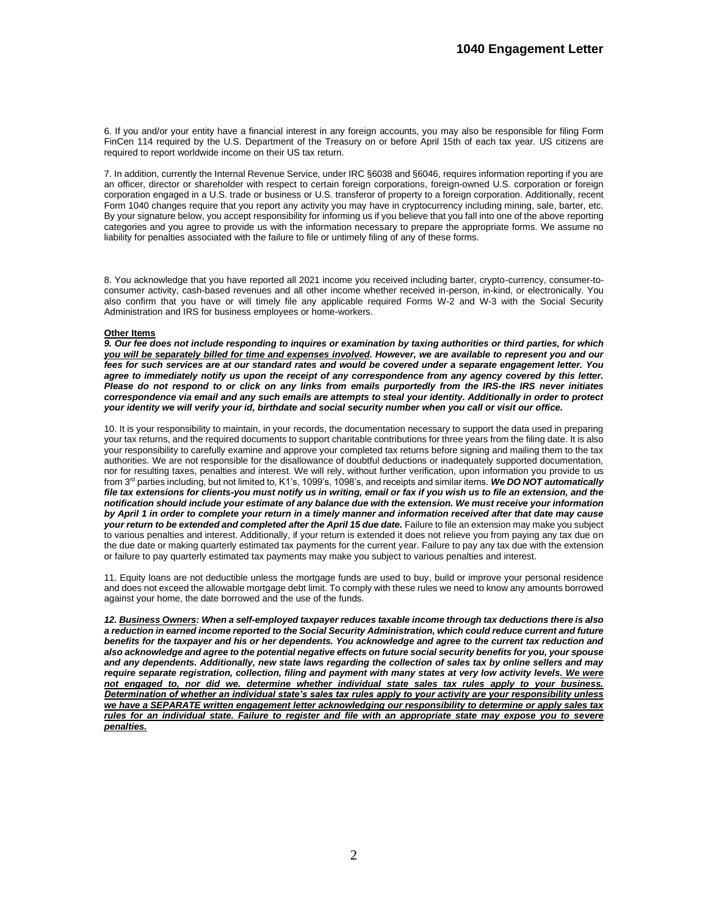6. If you and/or your entity have a financial interest in any foreign accounts, you may also be responsible for filing Form FinCen 114 required by the U.S. Department of the Treasury on or before April 15th of each tax year. US citizens are required to report worldwide income on their US tax return.

7. In addition, currently the Internal Revenue Service, under IRC §6038 and §6046, requires information reporting if you are an officer, director or shareholder with respect to certain foreign corporations, foreign-owned U.S. corporation or foreign corporation engaged in a U.S. trade or business or U.S. transferor of property to a foreign corporation. Additionally, recent Form 1040 changes require that you report any activity you may have in cryptocurrency including mining, sale, barter, etc. By your signature below, you accept responsibility for informing us if you believe that you fall into one of the above reporting categories and you agree to provide us with the information necessary to prepare the appropriate forms. We assume no liability for penalties associated with the failure to file or untimely filing of any of these forms.

8. You acknowledge that you have reported all 2021 income you received including barter, crypto-currency, consumer-to-consumer activity, cash-based revenues and all other income whether received in-person, in-kind, or electronically. You also confirm that you have or will timely file any applicable required Forms W-2 and W-3 with the Social Security Administration and IRS for business employees or home-workers.

**Other Items**

***9. Our fee does not include responding to inquires or examination by taxing authorities or third parties, for which you will be separately billed for time and expenses involved. However, we are available to represent you and our fees for such services are at our standard rates and would be covered under a separate engagement letter. You agree to immediately notify us upon the receipt of any correspondence from any agency covered by this letter. Please do not respond to or click on any links from emails purportedly from the IRS-the IRS never initiates correspondence via email and any such emails are attempts to steal your identity. Additionally in order to protect your identity we will verify your id, birthdate and social security number when you call or visit our office.***

10. It is your responsibility to maintain, in your records, the documentation necessary to support the data used in preparing your tax returns, and the required documents to support charitable contributions for three years from the filing date. It is also your responsibility to carefully examine and approve your completed tax returns before signing and mailing them to the tax authorities. We are not responsible for the disallowance of doubtful deductions or inadequately supported documentation, nor for resulting taxes, penalties and interest. We will rely, without further verification, upon information you provide to us from 3rd parties including, but not limited to, K1's, 1099's, 1098's, and receipts and similar items. ***We DO NOT automatically file tax extensions for clients-you must notify us in writing, email or fax if you wish us to file an extension, and the notification should include your estimate of any balance due with the extension. We must receive your information by April 1 in order to complete your return in a timely manner and information received after that date may cause your return to be extended and completed after the April 15 due date.*** Failure to file an extension may make you subject to various penalties and interest. Additionally, if your return is extended it does not relieve you from paying any tax due on the due date or making quarterly estimated tax payments for the current year. Failure to pay any tax due with the extension or failure to pay quarterly estimated tax payments may make you subject to various penalties and interest.

11. Equity loans are not deductible unless the mortgage funds are used to buy, build or improve your personal residence and does not exceed the allowable mortgage debt limit. To comply with these rules we need to know any amounts borrowed against your home, the date borrowed and the use of the funds.

***12. Business Owners: When a self-employed taxpayer reduces taxable income through tax deductions there is also a reduction in earned income reported to the Social Security Administration, which could reduce current and future benefits for the taxpayer and his or her dependents. You acknowledge and agree to the current tax reduction and also acknowledge and agree to the potential negative effects on future social security benefits for you, your spouse and any dependents. Additionally, new state laws regarding the collection of sales tax by online sellers and may require separate registration, collection, filing and payment with many states at very low activity levels. We were not engaged to, nor did we. determine whether individual state sales tax rules apply to your business. Determination of whether an individual state's sales tax rules apply to your activity are your responsibility unless we have a SEPARATE written engagement letter acknowledging our responsibility to determine or apply sales tax rules for an individual state. Failure to register and file with an appropriate state may expose you to severe penalties.***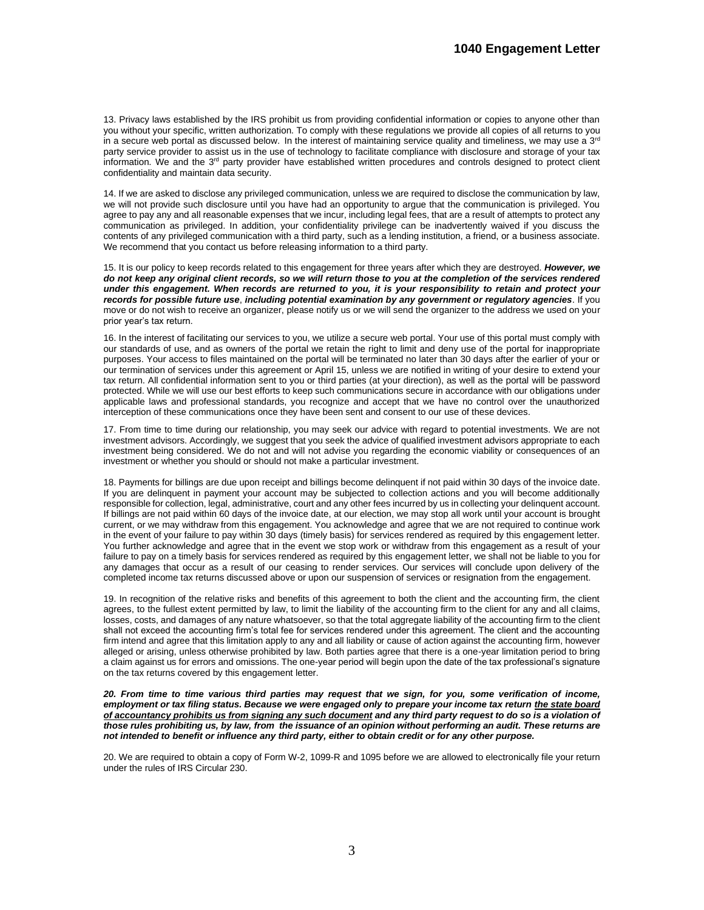13. Privacy laws established by the IRS prohibit us from providing confidential information or copies to anyone other than you without your specific, written authorization. To comply with these regulations we provide all copies of all returns to you in a secure web portal as discussed below. In the interest of maintaining service quality and timeliness, we may use a 3rd party service provider to assist us in the use of technology to facilitate compliance with disclosure and storage of your tax information. We and the 3rd party provider have established written procedures and controls designed to protect client confidentiality and maintain data security.

14. If we are asked to disclose any privileged communication, unless we are required to disclose the communication by law, we will not provide such disclosure until you have had an opportunity to argue that the communication is privileged. You agree to pay any and all reasonable expenses that we incur, including legal fees, that are a result of attempts to protect any communication as privileged. In addition, your confidentiality privilege can be inadvertently waived if you discuss the contents of any privileged communication with a third party, such as a lending institution, a friend, or a business associate. We recommend that you contact us before releasing information to a third party.

15. It is our policy to keep records related to this engagement for three years after which they are destroyed. ***However, we do not keep any original client records, so we will return those to you at the completion of the services rendered under this engagement. When records are returned to you, it is your responsibility to retain and protect your records for possible future use***, ***including potential examination by any government or regulatory agencies***. If you move or do not wish to receive an organizer, please notify us or we will send the organizer to the address we used on your prior year's tax return.

16. In the interest of facilitating our services to you, we utilize a secure web portal. Your use of this portal must comply with our standards of use, and as owners of the portal we retain the right to limit and deny use of the portal for inappropriate purposes. Your access to files maintained on the portal will be terminated no later than 30 days after the earlier of your or our termination of services under this agreement or April 15, unless we are notified in writing of your desire to extend your tax return. All confidential information sent to you or third parties (at your direction), as well as the portal will be password protected. While we will use our best efforts to keep such communications secure in accordance with our obligations under applicable laws and professional standards, you recognize and accept that we have no control over the unauthorized interception of these communications once they have been sent and consent to our use of these devices.

17. From time to time during our relationship, you may seek our advice with regard to potential investments. We are not investment advisors. Accordingly, we suggest that you seek the advice of qualified investment advisors appropriate to each investment being considered. We do not and will not advise you regarding the economic viability or consequences of an investment or whether you should or should not make a particular investment.

18. Payments for billings are due upon receipt and billings become delinquent if not paid within 30 days of the invoice date. If you are delinquent in payment your account may be subjected to collection actions and you will become additionally responsible for collection, legal, administrative, court and any other fees incurred by us in collecting your delinquent account. If billings are not paid within 60 days of the invoice date, at our election, we may stop all work until your account is brought current, or we may withdraw from this engagement. You acknowledge and agree that we are not required to continue work in the event of your failure to pay within 30 days (timely basis) for services rendered as required by this engagement letter. You further acknowledge and agree that in the event we stop work or withdraw from this engagement as a result of your failure to pay on a timely basis for services rendered as required by this engagement letter, we shall not be liable to you for any damages that occur as a result of our ceasing to render services. Our services will conclude upon delivery of the completed income tax returns discussed above or upon our suspension of services or resignation from the engagement.

19. In recognition of the relative risks and benefits of this agreement to both the client and the accounting firm, the client agrees, to the fullest extent permitted by law, to limit the liability of the accounting firm to the client for any and all claims, losses, costs, and damages of any nature whatsoever, so that the total aggregate liability of the accounting firm to the client shall not exceed the accounting firm's total fee for services rendered under this agreement. The client and the accounting firm intend and agree that this limitation apply to any and all liability or cause of action against the accounting firm, however alleged or arising, unless otherwise prohibited by law. Both parties agree that there is a one-year limitation period to bring a claim against us for errors and omissions. The one-year period will begin upon the date of the tax professional's signature on the tax returns covered by this engagement letter.

***20. From time to time various third parties may request that we sign, for you, some verification of income, employment or tax filing status. Because we were engaged only to prepare your income tax return <u>the state board of accountancy prohibits us from signing any such document</u> and any third party request to do so is a violation of those rules prohibiting us, by law, from the issuance of an opinion without performing an audit. These returns are not intended to benefit or influence any third party, either to obtain credit or for any other purpose.***

20. We are required to obtain a copy of Form W-2, 1099-R and 1095 before we are allowed to electronically file your return under the rules of IRS Circular 230.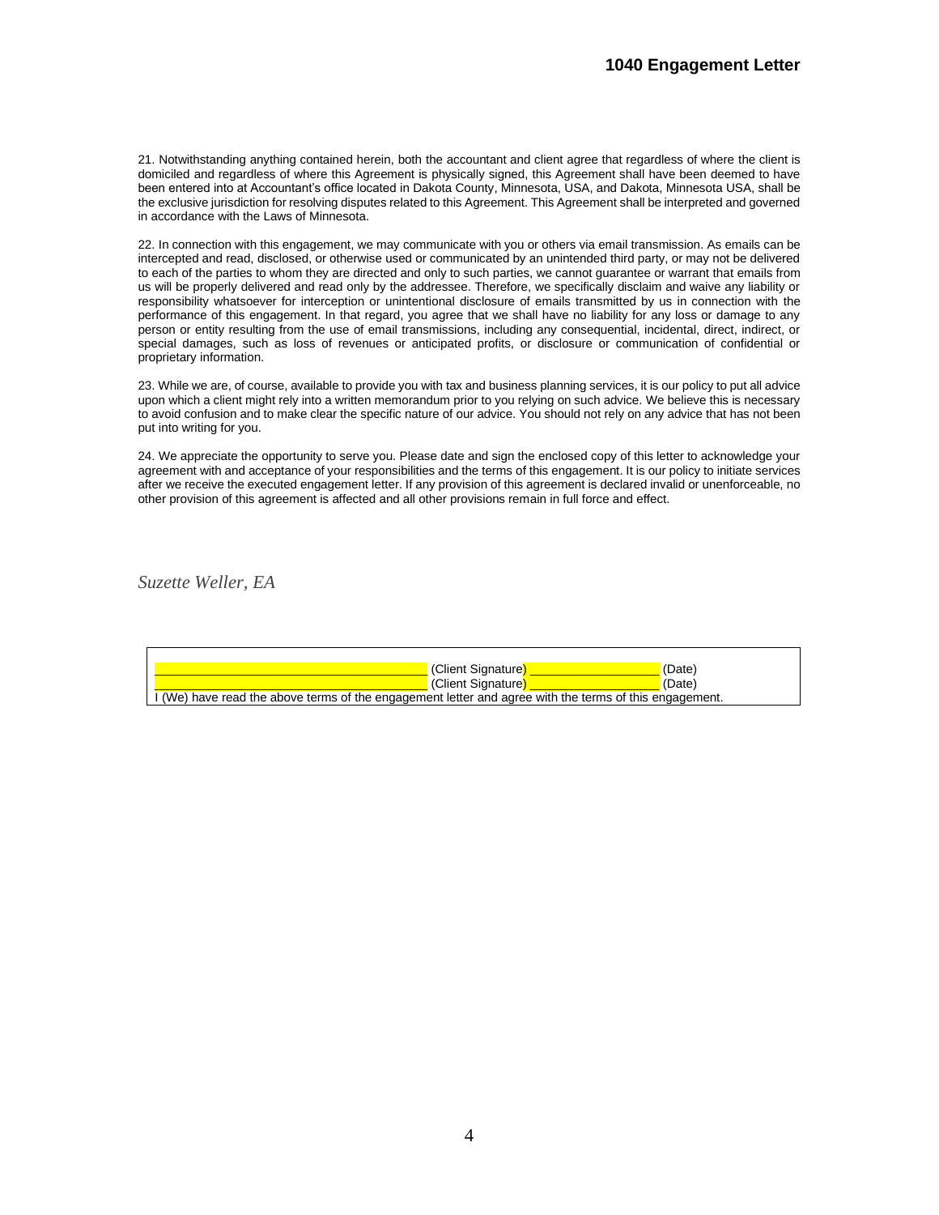21. Notwithstanding anything contained herein, both the accountant and client agree that regardless of where the client is domiciled and regardless of where this Agreement is physically signed, this Agreement shall have been deemed to have been entered into at Accountant's office located in Dakota County, Minnesota, USA, and Dakota, Minnesota USA, shall be the exclusive jurisdiction for resolving disputes related to this Agreement. This Agreement shall be interpreted and governed in accordance with the Laws of Minnesota.

22. In connection with this engagement, we may communicate with you or others via email transmission. As emails can be intercepted and read, disclosed, or otherwise used or communicated by an unintended third party, or may not be delivered to each of the parties to whom they are directed and only to such parties, we cannot guarantee or warrant that emails from us will be properly delivered and read only by the addressee. Therefore, we specifically disclaim and waive any liability or responsibility whatsoever for interception or unintentional disclosure of emails transmitted by us in connection with the performance of this engagement. In that regard, you agree that we shall have no liability for any loss or damage to any person or entity resulting from the use of email transmissions, including any consequential, incidental, direct, indirect, or special damages, such as loss of revenues or anticipated profits, or disclosure or communication of confidential or proprietary information.

23. While we are, of course, available to provide you with tax and business planning services, it is our policy to put all advice upon which a client might rely into a written memorandum prior to you relying on such advice. We believe this is necessary to avoid confusion and to make clear the specific nature of our advice. You should not rely on any advice that has not been put into writing for you.

24. We appreciate the opportunity to serve you. Please date and sign the enclosed copy of this letter to acknowledge your agreement with and acceptance of your responsibilities and the terms of this engagement. It is our policy to initiate services after we receive the executed engagement letter. If any provision of this agreement is declared invalid or unenforceable, no other provision of this agreement is affected and all other provisions remain in full force and effect.

*Suzette Weller, EA*

________________________________ (Client Signature) __________________ (Date)
________________________________ (Client Signature) __________________ (Date)
I (We) have read the above terms of the engagement letter and agree with the terms of this engagement.